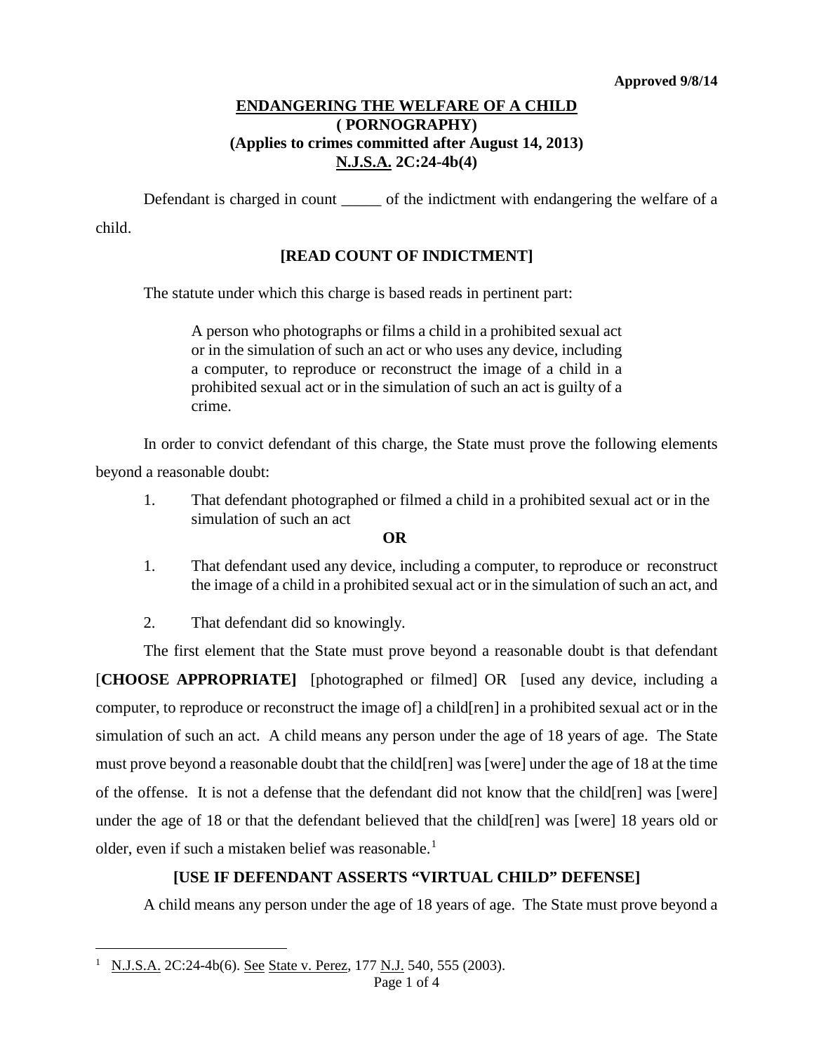**Approved 9/8/14**

# ENDANGERING THE WELFARE OF A CHILD
## ( PORNOGRAPHY)
## (Applies to crimes committed after August 14, 2013)
## N.J.S.A. 2C:24-4b(4)

Defendant is charged in count _____ of the indictment with endangering the welfare of a child.

**[READ COUNT OF INDICTMENT]**

The statute under which this charge is based reads in pertinent part:

> A person who photographs or films a child in a prohibited sexual act or in the simulation of such an act or who uses any device, including a computer, to reproduce or reconstruct the image of a child in a prohibited sexual act or in the simulation of such an act is guilty of a crime.

In order to convict defendant of this charge, the State must prove the following elements beyond a reasonable doubt:

1. That defendant photographed or filmed a child in a prohibited sexual act or in the simulation of such an act

**OR**

1. That defendant used any device, including a computer, to reproduce or reconstruct the image of a child in a prohibited sexual act or in the simulation of such an act, and

2. That defendant did so knowingly.

The first element that the State must prove beyond a reasonable doubt is that defendant [**CHOOSE APPROPRIATE]** [photographed or filmed] OR [used any device, including a computer, to reproduce or reconstruct the image of] a child[ren] in a prohibited sexual act or in the simulation of such an act. A child means any person under the age of 18 years of age. The State must prove beyond a reasonable doubt that the child[ren] was [were] under the age of 18 at the time of the offense. It is not a defense that the defendant did not know that the child[ren] was [were] under the age of 18 or that the defendant believed that the child[ren] was [were] 18 years old or older, even if such a mistaken belief was reasonable.[1]

**[USE IF DEFENDANT ASSERTS "VIRTUAL CHILD" DEFENSE]**

A child means any person under the age of 18 years of age. The State must prove beyond a

---

[1] N.J.S.A. 2C:24-4b(6). See State v. Perez, 177 N.J. 540, 555 (2003).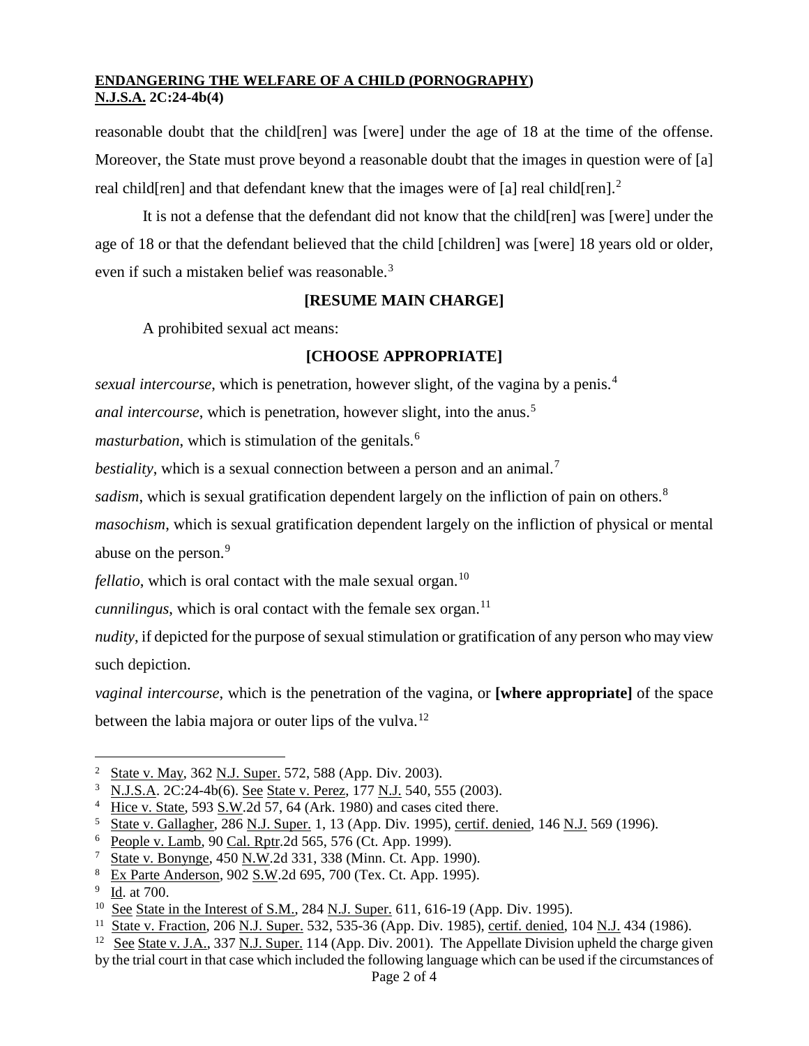reasonable doubt that the child[ren] was [were] under the age of 18 at the time of the offense. Moreover, the State must prove beyond a reasonable doubt that the images in question were of [a] real child[ren] and that defendant knew that the images were of [a] real child[ren].[2]

It is not a defense that the defendant did not know that the child[ren] was [were] under the age of 18 or that the defendant believed that the child [children] was [were] 18 years old or older, even if such a mistaken belief was reasonable.[3]

**[RESUME MAIN CHARGE]**

A prohibited sexual act means:

**[CHOOSE APPROPRIATE]**

*sexual intercourse*, which is penetration, however slight, of the vagina by a penis.[4]

*anal intercourse*, which is penetration, however slight, into the anus.[5]

*masturbation*, which is stimulation of the genitals.[6]

*bestiality*, which is a sexual connection between a person and an animal.[7]

*sadism*, which is sexual gratification dependent largely on the infliction of pain on others.[8]

*masochism*, which is sexual gratification dependent largely on the infliction of physical or mental abuse on the person.[9]

*fellatio*, which is oral contact with the male sexual organ.[10]

*cunnilingus*, which is oral contact with the female sex organ.[11]

*nudity*, if depicted for the purpose of sexual stimulation or gratification of any person who may view such depiction.

*vaginal intercourse*, which is the penetration of the vagina, or **[where appropriate]** of the space between the labia majora or outer lips of the vulva.[12]

---

[2] State v. May, 362 N.J. Super. 572, 588 (App. Div. 2003).

[3] N.J.S.A. 2C:24-4b(6). See State v. Perez, 177 N.J. 540, 555 (2003).

[4] Hice v. State, 593 S.W.2d 57, 64 (Ark. 1980) and cases cited there.

[5] State v. Gallagher, 286 N.J. Super. 1, 13 (App. Div. 1995), certif. denied, 146 N.J. 569 (1996).

[6] People v. Lamb, 90 Cal. Rptr.2d 565, 576 (Ct. App. 1999).

[7] State v. Bonynge, 450 N.W.2d 331, 338 (Minn. Ct. App. 1990).

[8] Ex Parte Anderson, 902 S.W.2d 695, 700 (Tex. Ct. App. 1995).

[9] Id. at 700.

[10] See State in the Interest of S.M., 284 N.J. Super. 611, 616-19 (App. Div. 1995).

[11] State v. Fraction, 206 N.J. Super. 532, 535-36 (App. Div. 1985), certif. denied, 104 N.J. 434 (1986).

[12] See State v. J.A., 337 N.J. Super. 114 (App. Div. 2001). The Appellate Division upheld the charge given by the trial court in that case which included the following language which can be used if the circumstances of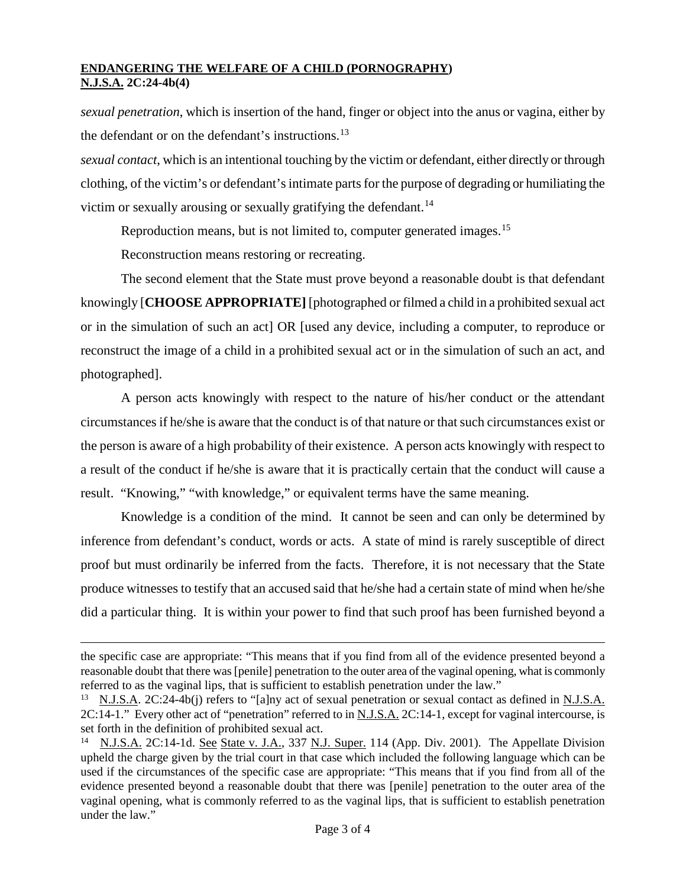*sexual penetration*, which is insertion of the hand, finger or object into the anus or vagina, either by the defendant or on the defendant's instructions.[13]

*sexual contact*, which is an intentional touching by the victim or defendant, either directly or through clothing, of the victim's or defendant's intimate parts for the purpose of degrading or humiliating the victim or sexually arousing or sexually gratifying the defendant.[14]

Reproduction means, but is not limited to, computer generated images.[15]

Reconstruction means restoring or recreating.

The second element that the State must prove beyond a reasonable doubt is that defendant knowingly [**CHOOSE APPROPRIATE]** [photographed or filmed a child in a prohibited sexual act or in the simulation of such an act] OR [used any device, including a computer, to reproduce or reconstruct the image of a child in a prohibited sexual act or in the simulation of such an act, and photographed].

A person acts knowingly with respect to the nature of his/her conduct or the attendant circumstances if he/she is aware that the conduct is of that nature or that such circumstances exist or the person is aware of a high probability of their existence. A person acts knowingly with respect to a result of the conduct if he/she is aware that it is practically certain that the conduct will cause a result. "Knowing," "with knowledge," or equivalent terms have the same meaning.

Knowledge is a condition of the mind. It cannot be seen and can only be determined by inference from defendant's conduct, words or acts. A state of mind is rarely susceptible of direct proof but must ordinarily be inferred from the facts. Therefore, it is not necessary that the State produce witnesses to testify that an accused said that he/she had a certain state of mind when he/she did a particular thing. It is within your power to find that such proof has been furnished beyond a

---

the specific case are appropriate: "This means that if you find from all of the evidence presented beyond a reasonable doubt that there was [penile] penetration to the outer area of the vaginal opening, what is commonly referred to as the vaginal lips, that is sufficient to establish penetration under the law."

[13] N.J.S.A. 2C:24-4b(j) refers to "[a]ny act of sexual penetration or sexual contact as defined in N.J.S.A. 2C:14-1." Every other act of "penetration" referred to in N.J.S.A. 2C:14-1, except for vaginal intercourse, is set forth in the definition of prohibited sexual act.

[14] N.J.S.A. 2C:14-1d. See State v. J.A., 337 N.J. Super. 114 (App. Div. 2001). The Appellate Division upheld the charge given by the trial court in that case which included the following language which can be used if the circumstances of the specific case are appropriate: "This means that if you find from all of the evidence presented beyond a reasonable doubt that there was [penile] penetration to the outer area of the vaginal opening, what is commonly referred to as the vaginal lips, that is sufficient to establish penetration under the law."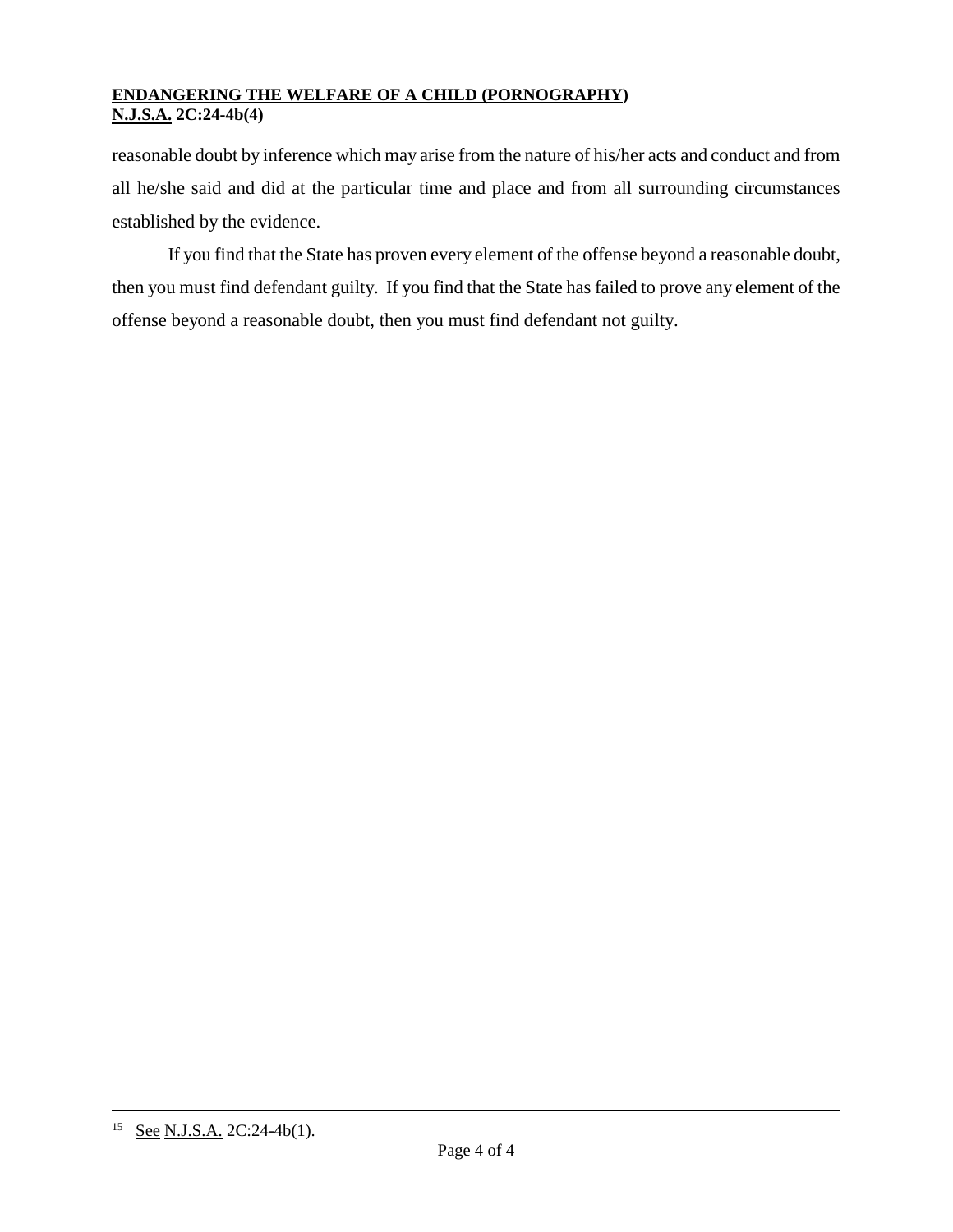reasonable doubt by inference which may arise from the nature of his/her acts and conduct and from all he/she said and did at the particular time and place and from all surrounding circumstances established by the evidence.

If you find that the State has proven every element of the offense beyond a reasonable doubt, then you must find defendant guilty. If you find that the State has failed to prove any element of the offense beyond a reasonable doubt, then you must find defendant not guilty.

---

[15] See N.J.S.A. 2C:24-4b(1).